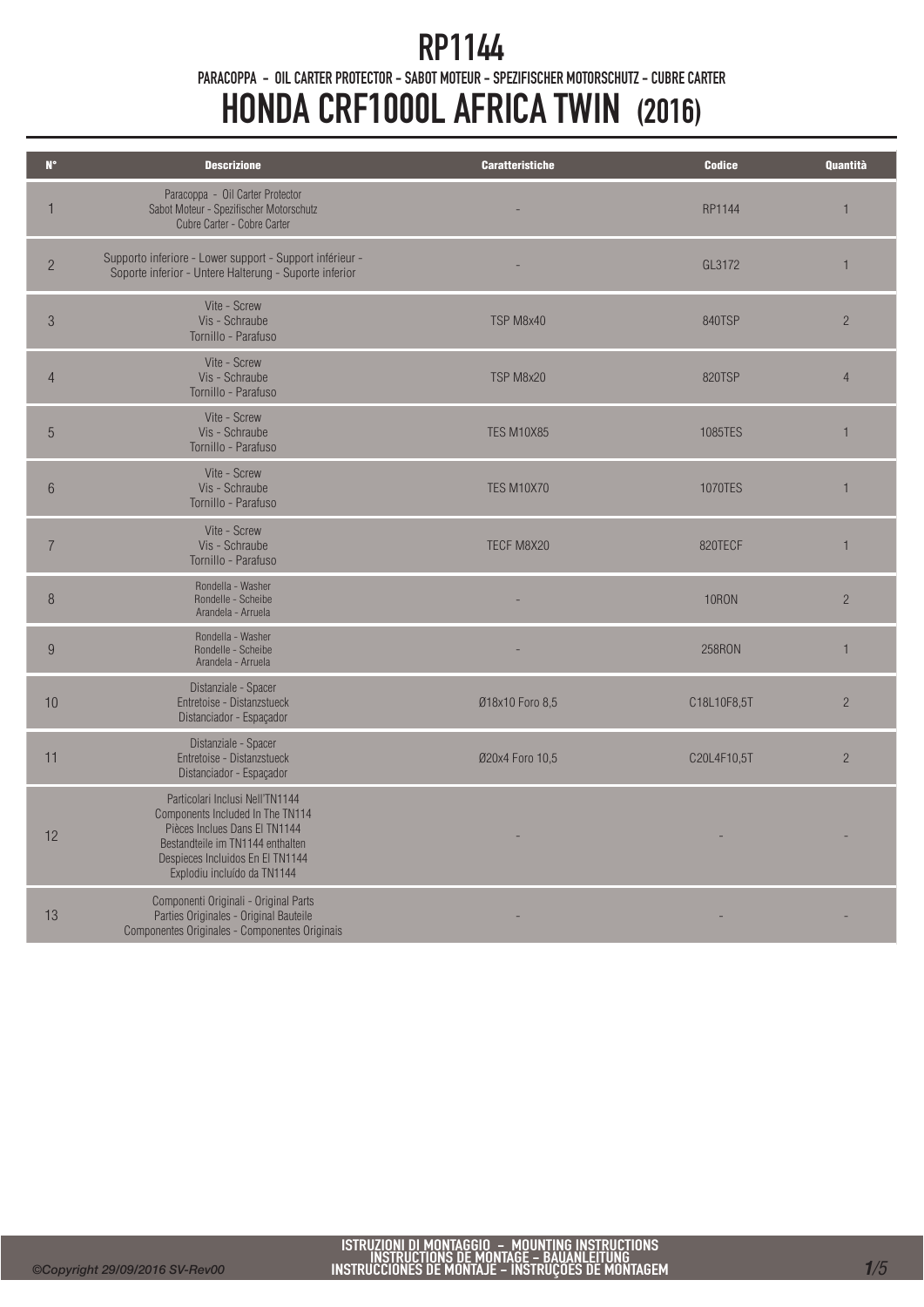# RP1144

PARACOPPA - OIL CARTER PROTECTOR - SABOT MOTEUR - SPEZIFISCHER MOTORSCHUTZ - CUBRE CARTER

# HONDA CRF1000L AFRICA TWIN (2016)

| N° | Descrizione | Caratteristiche | Codice | Quantità |
|---|---|---|---|---|
| 1 | Paracoppa - Oil Carter Protector Sabot Moteur - Spezifischer Motorschutz Cubre Carter - Cobre Carter | - | RP1144 | 1 |
| 2 | Supporto inferiore - Lower support - Support inférieur - Soporte inferior - Untere Halterung - Suporte inferior | - | GL3172 | 1 |
| 3 | Vite - Screw Vis - Schraube Tornillo - Parafuso | TSP M8x40 | 840TSP | 2 |
| 4 | Vite - Screw Vis - Schraube Tornillo - Parafuso | TSP M8x20 | 820TSP | 4 |
| 5 | Vite - Screw Vis - Schraube Tornillo - Parafuso | TES M10X85 | 1085TES | 1 |
| 6 | Vite - Screw Vis - Schraube Tornillo - Parafuso | TES M10X70 | 1070TES | 1 |
| 7 | Vite - Screw Vis - Schraube Tornillo - Parafuso | TECF M8X20 | 820TECF | 1 |
| 8 | Rondella - Washer Rondelle - Scheibe Arandela - Arruela | - | 10RON | 2 |
| 9 | Rondella - Washer Rondelle - Scheibe Arandela - Arruela | - | 258RON | 1 |
| 10 | Distanziale - Spacer Entretoise - Distanzstueck Distanciador - Espaçador | Ø18x10 Foro 8,5 | C18L10F8,5T | 2 |
| 11 | Distanziale - Spacer Entretoise - Distanzstueck Distanciador - Espaçador | Ø20x4 Foro 10,5 | C20L4F10,5T | 2 |
| 12 | Particolari Inclusi Nell'TN1144 Components Included In The TN114 Pièces Inclues Dans El TN1144 Bestandteile im TN1144 enthalten Despieces Incluidos En El TN1144 Explodiu incluído da TN1144 | - | - | - |
| 13 | Componenti Originali - Original Parts Parties Originales - Original Bauteile Componentes Originales - Componentes Originais | - | - | - |

ISTRUZIONI DI MONTAGGIO - MOUNTING INSTRUCTIONS
INSTRUCTIONS DE MONTAGE - BAUANLEITUNG
INSTRUCCIONES DE MONTAJE - INSTRUÇOES DE MONTAGEM

*©Copyright 29/09/2016 SV-Rev00*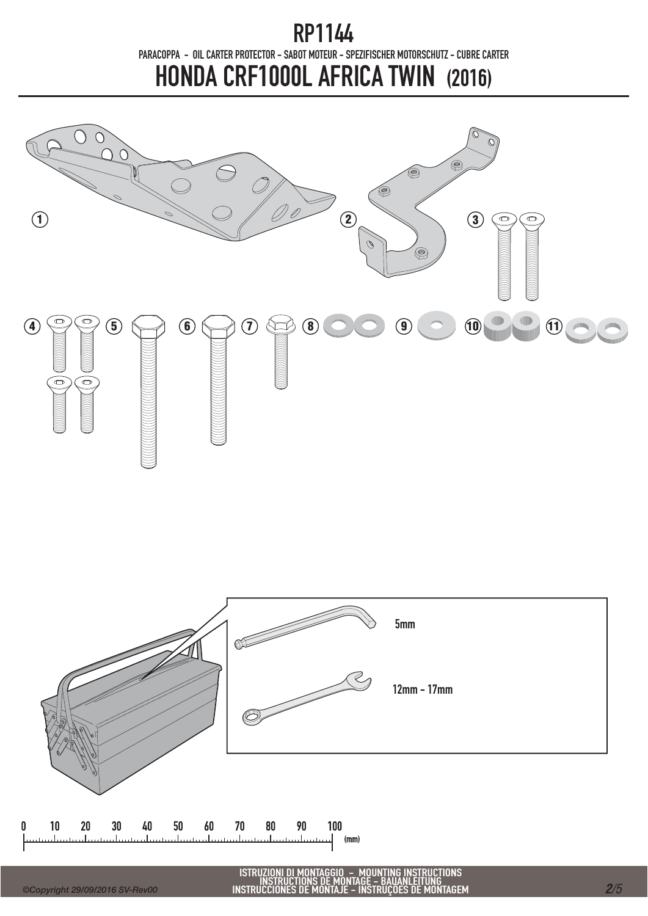# RP1144

PARACOPPA - OIL CARTER PROTECTOR - SABOT MOTEUR - SPEZIFISCHER MOTORSCHUTZ - CUBRE CARTER

# HONDA CRF1000L AFRICA TWIN (2016)

1 2 3

4 5 6 7 8 9 10 11

5mm

12mm - 17mm

0 10 20 30 40 50 60 70 80 90 100 (mm)

ISTRUZIONI DI MONTAGGIO - MOUNTING INSTRUCTIONS
INSTRUCTIONS DE MONTAGE - BAUANLEITUNG
INSTRUCCIONES DE MONTAJE - INSTRUÇOES DE MONTAGEM

*©Copyright 29/09/2016 SV-Rev00*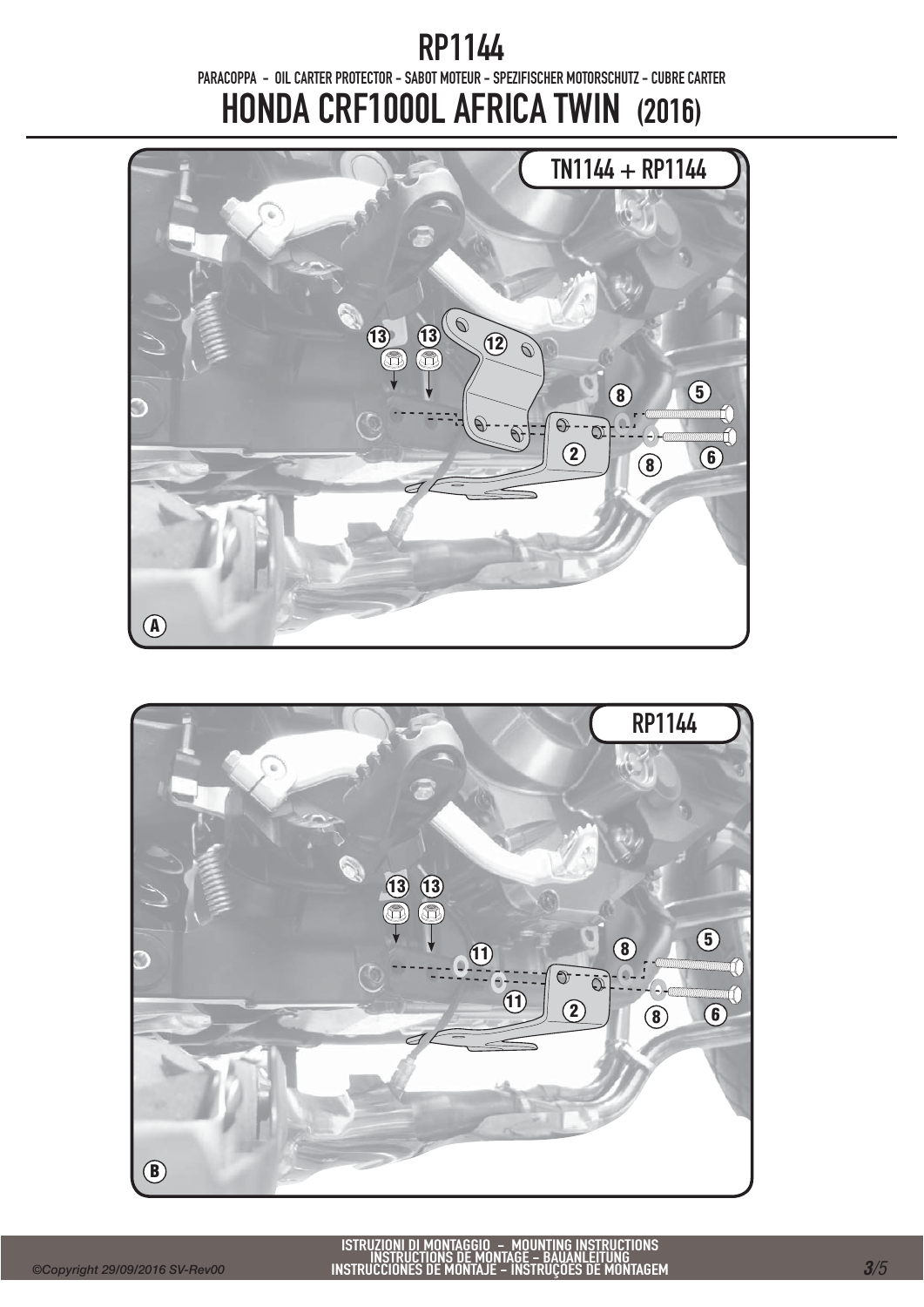# RP1144

PARACOPPA - OIL CARTER PROTECTOR - SABOT MOTEUR - SPEZIFISCHER MOTORSCHUTZ - CUBRE CARTER

# HONDA CRF1000L AFRICA TWIN (2016)

TN1144 + RP1144

13 13 12 8 5 2 8 6

A

RP1144

13 13 11 8 5 11 2 8 6

B

ISTRUZIONI DI MONTAGGIO – MOUNTING INSTRUCTIONS
INSTRUCTIONS DE MONTAGE – BAUANLEITUNG
INSTRUCCIONES DE MONTAJE – INSTRUÇOES DE MONTAGEM

©Copyright 29/09/2016 SV-Rev00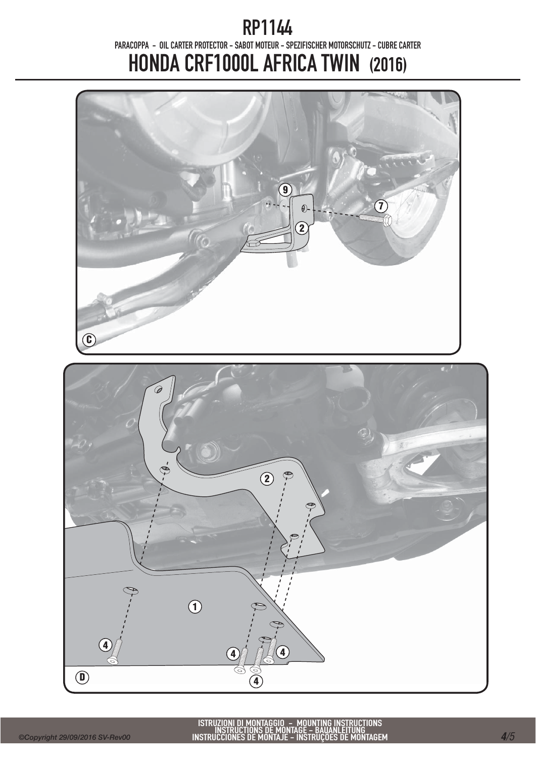# RP1144

PARACOPPA - OIL CARTER PROTECTOR - SABOT MOTEUR - SPEZIFISCHER MOTORSCHUTZ - CUBRE CARTER

# HONDA CRF1000L AFRICA TWIN (2016)

9

7

2

C

2

1

4

4

4

4

4

D

ISTRUZIONI DI MONTAGGIO - MOUNTING INSTRUCTIONS
INSTRUCTIONS DE MONTAGE - BAUANLEITUNG
INSTRUCCIONES DE MONTAJE - INSTRUÇÕES DE MONTAGEM

©Copyright 29/09/2016 SV-Rev00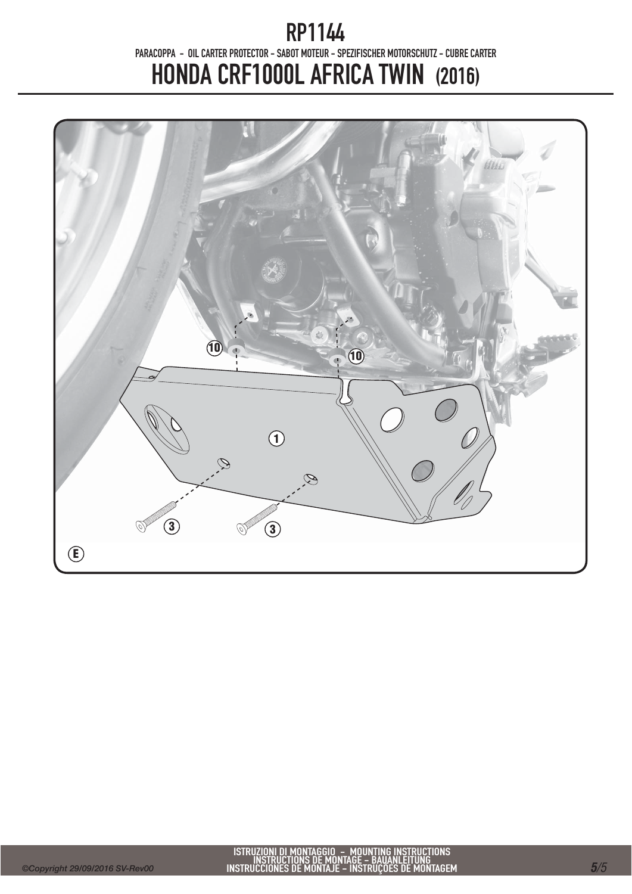# RP1144

PARACOPPA - OIL CARTER PROTECTOR - SABOT MOTEUR - SPEZIFISCHER MOTORSCHUTZ - CUBRE CARTER

# HONDA CRF1000L AFRICA TWIN (2016)

10

10

1

3

3

E

©Copyright 29/09/2016 SV-Rev00

ISTRUZIONI DI MONTAGGIO - MOUNTING INSTRUCTIONS
INSTRUCTIONS DE MONTAGE - BAUANLEITUNG
INSTRUCCIONES DE MONTAJE - INSTRUÇÕES DE MONTAGEM